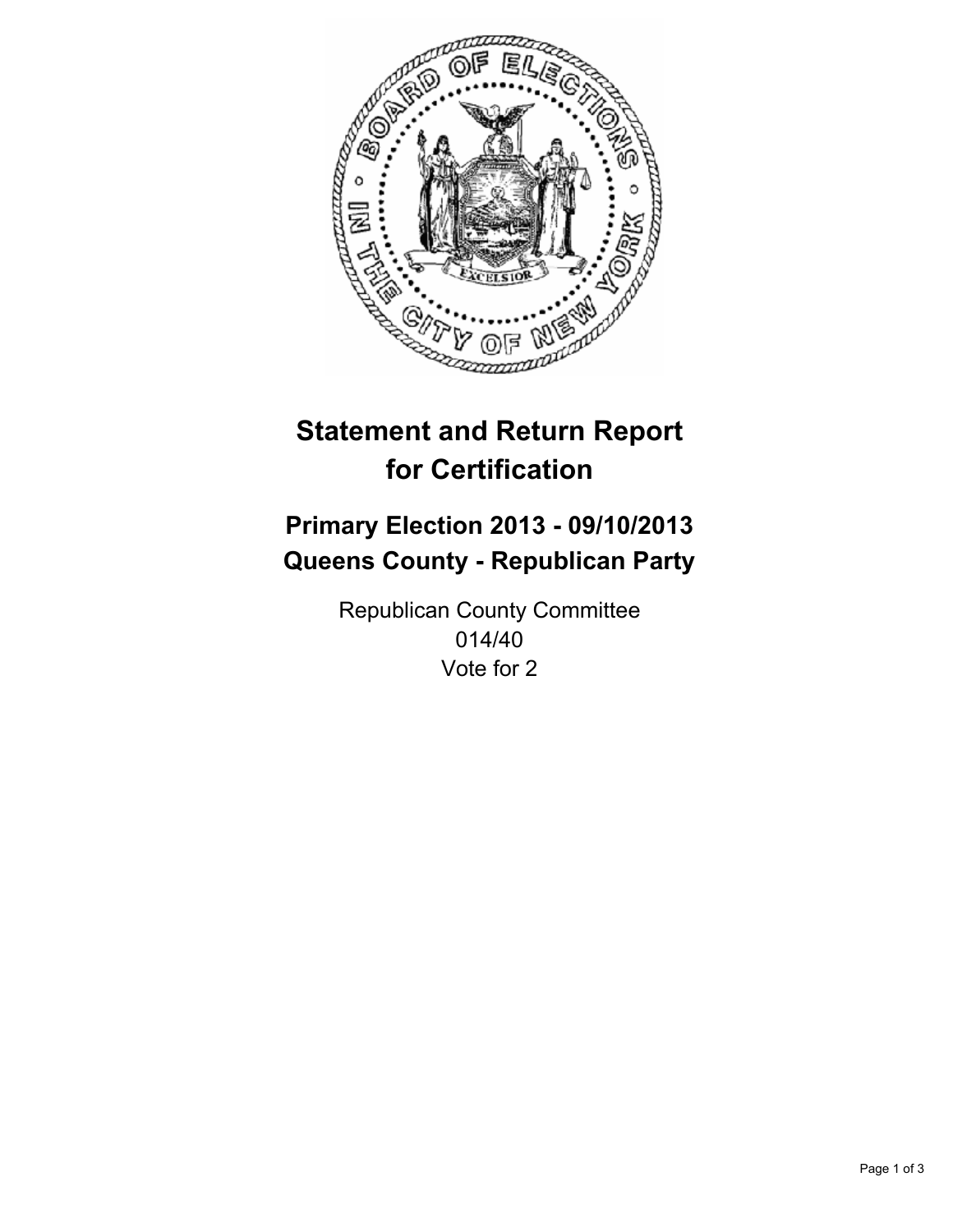# Statement and Return Report for Certification

## Primary Election 2013 - 09/10/2013
## Queens County - Republican Party

Republican County Committee
014/40
Vote for 2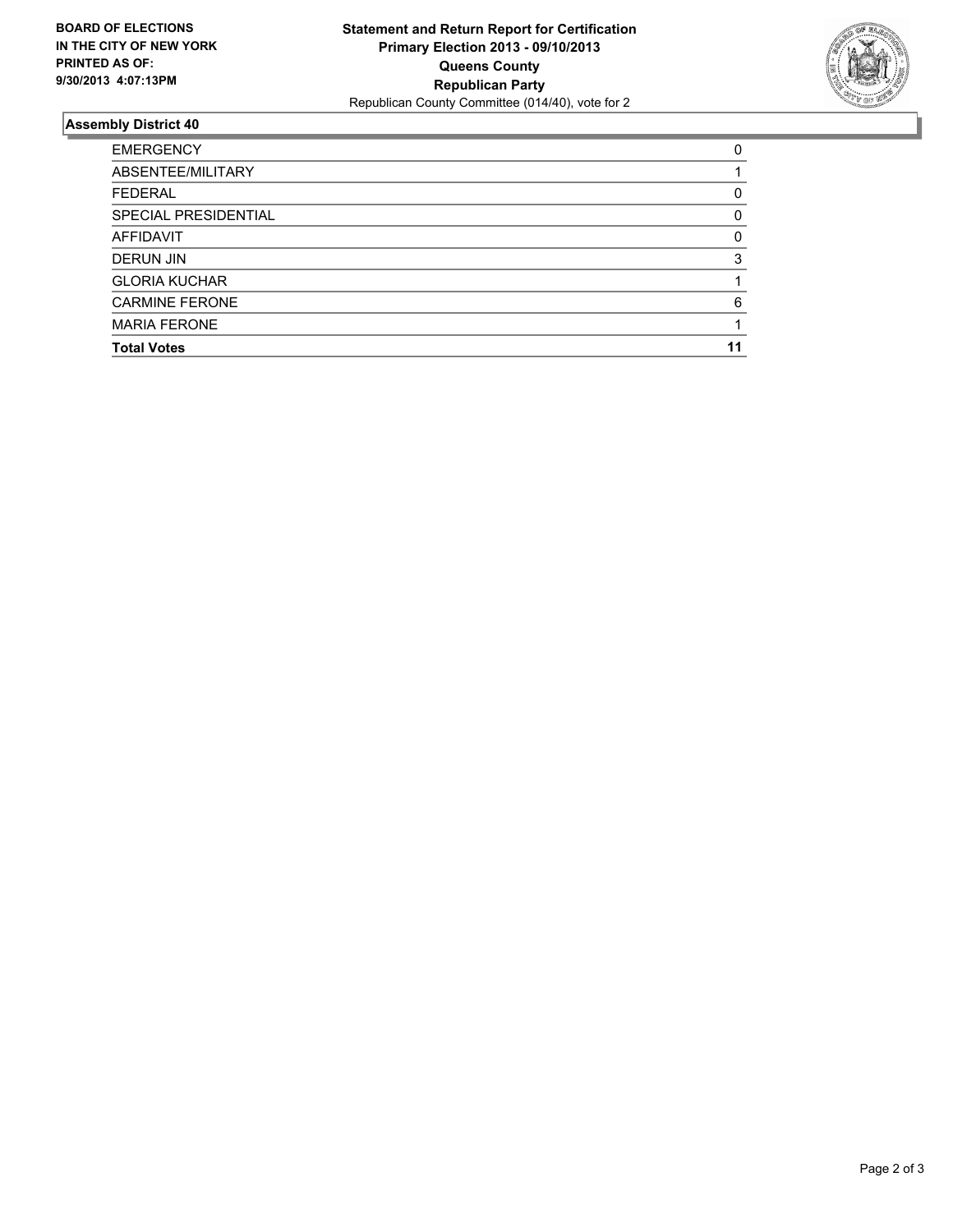**BOARD OF ELECTIONS IN THE CITY OF NEW YORK PRINTED AS OF: 9/30/2013 4:07:13PM**

**Statement and Return Report for Certification**
**Primary Election 2013 - 09/10/2013**
**Queens County**
**Republican Party**
Republican County Committee (014/40), vote for 2

## Assembly District 40

| | |
|---|---|
| EMERGENCY | 0 |
| ABSENTEE/MILITARY | 1 |
| FEDERAL | 0 |
| SPECIAL PRESIDENTIAL | 0 |
| AFFIDAVIT | 0 |
| DERUN JIN | 3 |
| GLORIA KUCHAR | 1 |
| CARMINE FERONE | 6 |
| MARIA FERONE | 1 |
| **Total Votes** | **11** |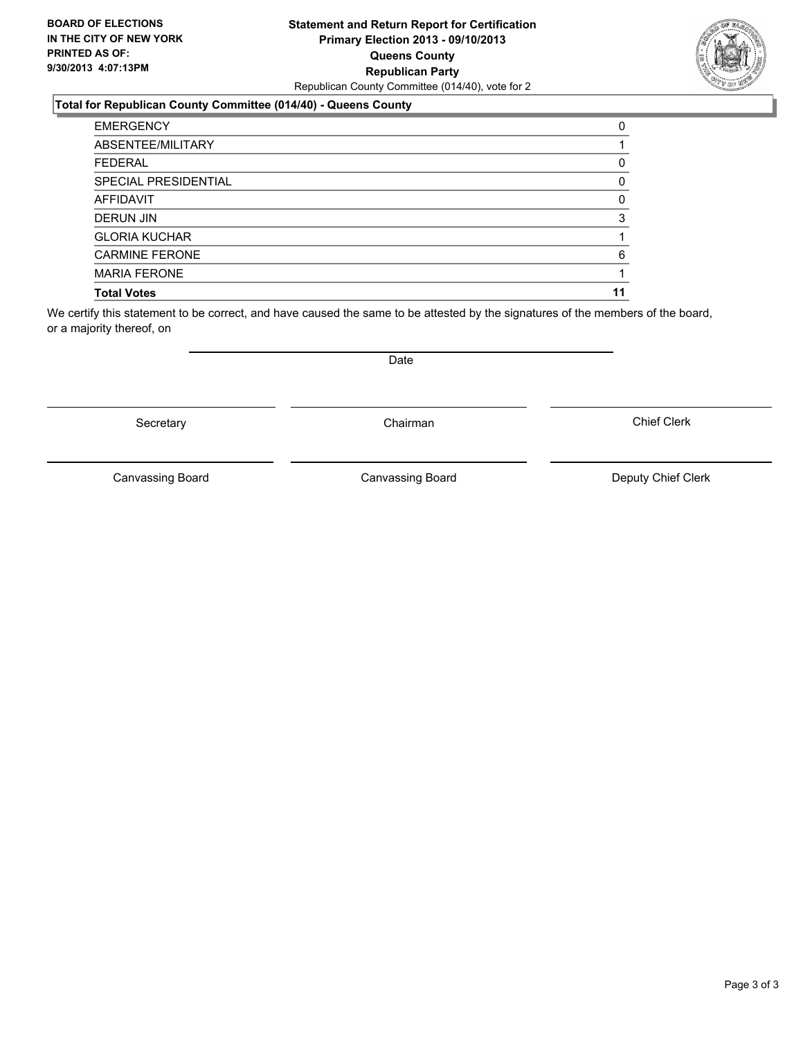**BOARD OF ELECTIONS IN THE CITY OF NEW YORK PRINTED AS OF: 9/30/2013 4:07:13PM**

**Statement and Return Report for Certification**
**Primary Election 2013 - 09/10/2013**
**Queens County**
**Republican Party**
Republican County Committee (014/40), vote for 2

### Total for Republican County Committee (014/40) - Queens County

| | |
|---|---|
| EMERGENCY | 0 |
| ABSENTEE/MILITARY | 1 |
| FEDERAL | 0 |
| SPECIAL PRESIDENTIAL | 0 |
| AFFIDAVIT | 0 |
| DERUN JIN | 3 |
| GLORIA KUCHAR | 1 |
| CARMINE FERONE | 6 |
| MARIA FERONE | 1 |
| **Total Votes** | **11** |

We certify this statement to be correct, and have caused the same to be attested by the signatures of the members of the board, or a majority thereof, on

Date

Secretary

Chairman

Chief Clerk

Canvassing Board

Canvassing Board

Deputy Chief Clerk